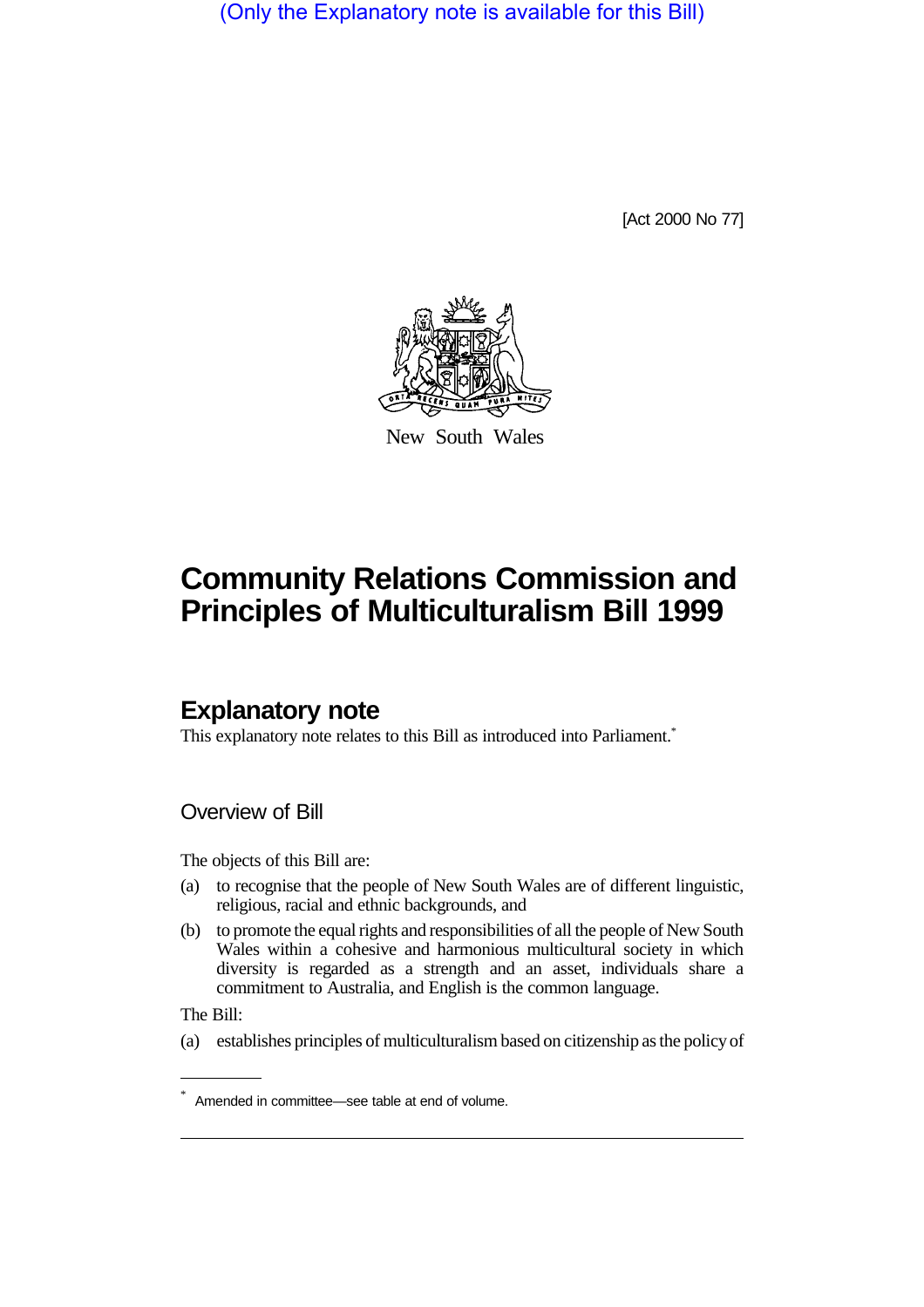(Only the Explanatory note is available for this Bill)

[Act 2000 No 77]

New South Wales

# Community Relations Commission and Principles of Multiculturalism Bill 1999

## Explanatory note

This explanatory note relates to this Bill as introduced into Parliament.*

### Overview of Bill

The objects of this Bill are:

(a) to recognise that the people of New South Wales are of different linguistic, religious, racial and ethnic backgrounds, and

(b) to promote the equal rights and responsibilities of all the people of New South Wales within a cohesive and harmonious multicultural society in which diversity is regarded as a strength and an asset, individuals share a commitment to Australia, and English is the common language.

The Bill:

(a) establishes principles of multiculturalism based on citizenship as the policy of

---

* Amended in committee—see table at end of volume.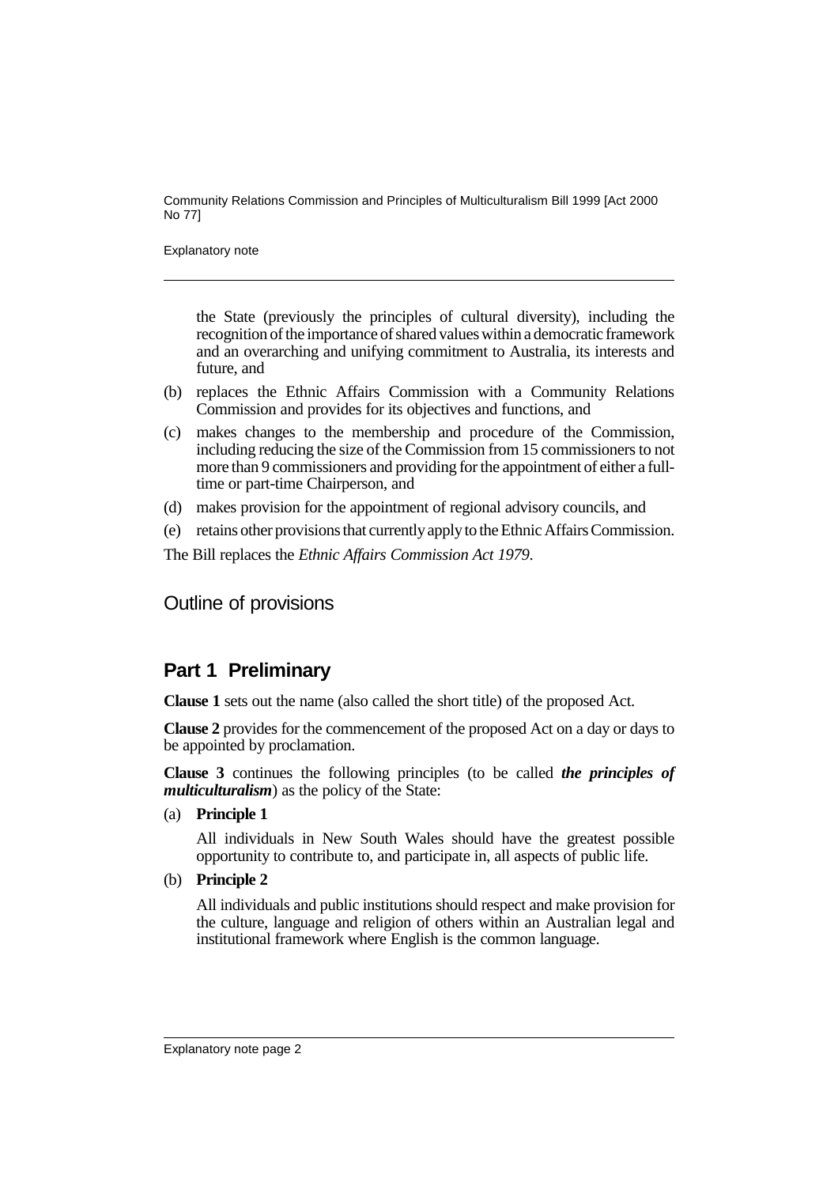the State (previously the principles of cultural diversity), including the recognition of the importance of shared values within a democratic framework and an overarching and unifying commitment to Australia, its interests and future, and

(b) replaces the Ethnic Affairs Commission with a Community Relations Commission and provides for its objectives and functions, and

(c) makes changes to the membership and procedure of the Commission, including reducing the size of the Commission from 15 commissioners to not more than 9 commissioners and providing for the appointment of either a full-time or part-time Chairperson, and

(d) makes provision for the appointment of regional advisory councils, and

(e) retains other provisions that currently apply to the Ethnic Affairs Commission.

The Bill replaces the *Ethnic Affairs Commission Act 1979*.

## Outline of provisions

## Part 1 Preliminary

**Clause 1** sets out the name (also called the short title) of the proposed Act.

**Clause 2** provides for the commencement of the proposed Act on a day or days to be appointed by proclamation.

**Clause 3** continues the following principles (to be called ***the principles of multiculturalism***) as the policy of the State:

(a) **Principle 1**

All individuals in New South Wales should have the greatest possible opportunity to contribute to, and participate in, all aspects of public life.

(b) **Principle 2**

All individuals and public institutions should respect and make provision for the culture, language and religion of others within an Australian legal and institutional framework where English is the common language.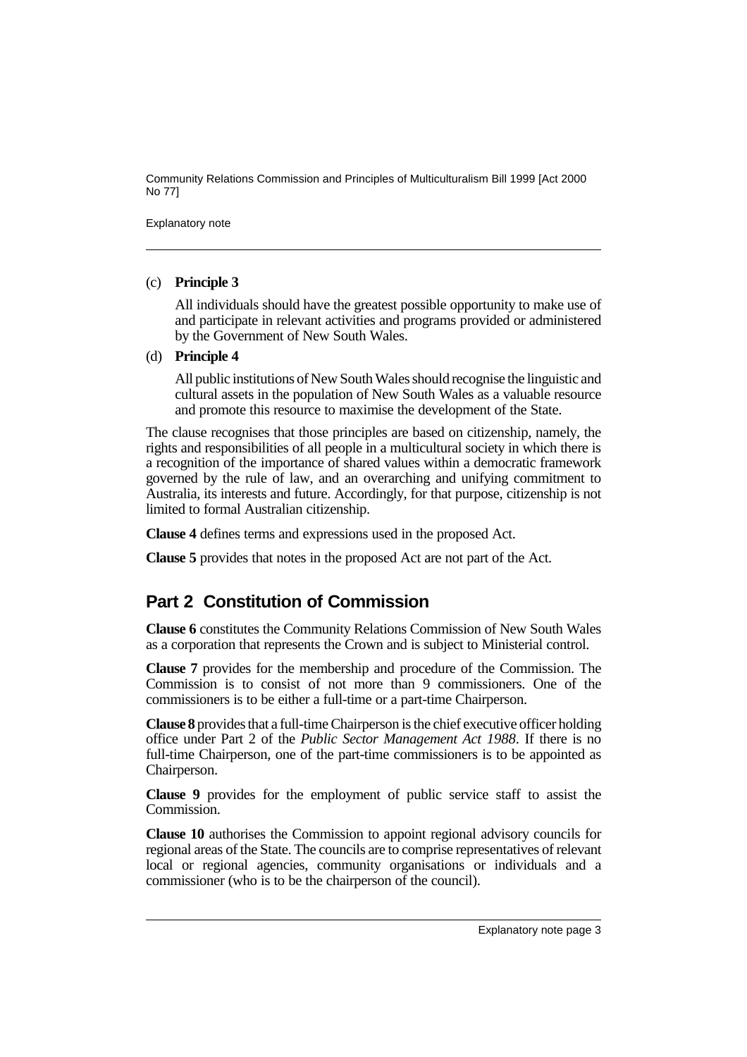(c) **Principle 3**

All individuals should have the greatest possible opportunity to make use of and participate in relevant activities and programs provided or administered by the Government of New South Wales.

(d) **Principle 4**

All public institutions of New South Wales should recognise the linguistic and cultural assets in the population of New South Wales as a valuable resource and promote this resource to maximise the development of the State.

The clause recognises that those principles are based on citizenship, namely, the rights and responsibilities of all people in a multicultural society in which there is a recognition of the importance of shared values within a democratic framework governed by the rule of law, and an overarching and unifying commitment to Australia, its interests and future. Accordingly, for that purpose, citizenship is not limited to formal Australian citizenship.

**Clause 4** defines terms and expressions used in the proposed Act.

**Clause 5** provides that notes in the proposed Act are not part of the Act.

## Part 2 Constitution of Commission

**Clause 6** constitutes the Community Relations Commission of New South Wales as a corporation that represents the Crown and is subject to Ministerial control.

**Clause 7** provides for the membership and procedure of the Commission. The Commission is to consist of not more than 9 commissioners. One of the commissioners is to be either a full-time or a part-time Chairperson.

**Clause 8** provides that a full-time Chairperson is the chief executive officer holding office under Part 2 of the *Public Sector Management Act 1988*. If there is no full-time Chairperson, one of the part-time commissioners is to be appointed as Chairperson.

**Clause 9** provides for the employment of public service staff to assist the Commission.

**Clause 10** authorises the Commission to appoint regional advisory councils for regional areas of the State. The councils are to comprise representatives of relevant local or regional agencies, community organisations or individuals and a commissioner (who is to be the chairperson of the council).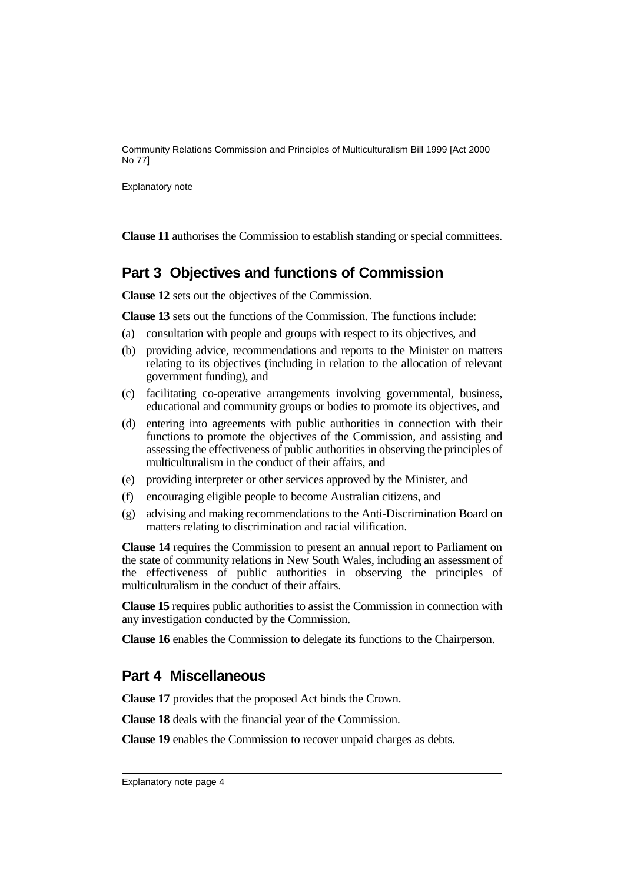**Clause 11** authorises the Commission to establish standing or special committees.

## Part 3 Objectives and functions of Commission

**Clause 12** sets out the objectives of the Commission.

**Clause 13** sets out the functions of the Commission. The functions include:

(a) consultation with people and groups with respect to its objectives, and

(b) providing advice, recommendations and reports to the Minister on matters relating to its objectives (including in relation to the allocation of relevant government funding), and

(c) facilitating co-operative arrangements involving governmental, business, educational and community groups or bodies to promote its objectives, and

(d) entering into agreements with public authorities in connection with their functions to promote the objectives of the Commission, and assisting and assessing the effectiveness of public authorities in observing the principles of multiculturalism in the conduct of their affairs, and

(e) providing interpreter or other services approved by the Minister, and

(f) encouraging eligible people to become Australian citizens, and

(g) advising and making recommendations to the Anti-Discrimination Board on matters relating to discrimination and racial vilification.

**Clause 14** requires the Commission to present an annual report to Parliament on the state of community relations in New South Wales, including an assessment of the effectiveness of public authorities in observing the principles of multiculturalism in the conduct of their affairs.

**Clause 15** requires public authorities to assist the Commission in connection with any investigation conducted by the Commission.

**Clause 16** enables the Commission to delegate its functions to the Chairperson.

## Part 4 Miscellaneous

**Clause 17** provides that the proposed Act binds the Crown.

**Clause 18** deals with the financial year of the Commission.

**Clause 19** enables the Commission to recover unpaid charges as debts.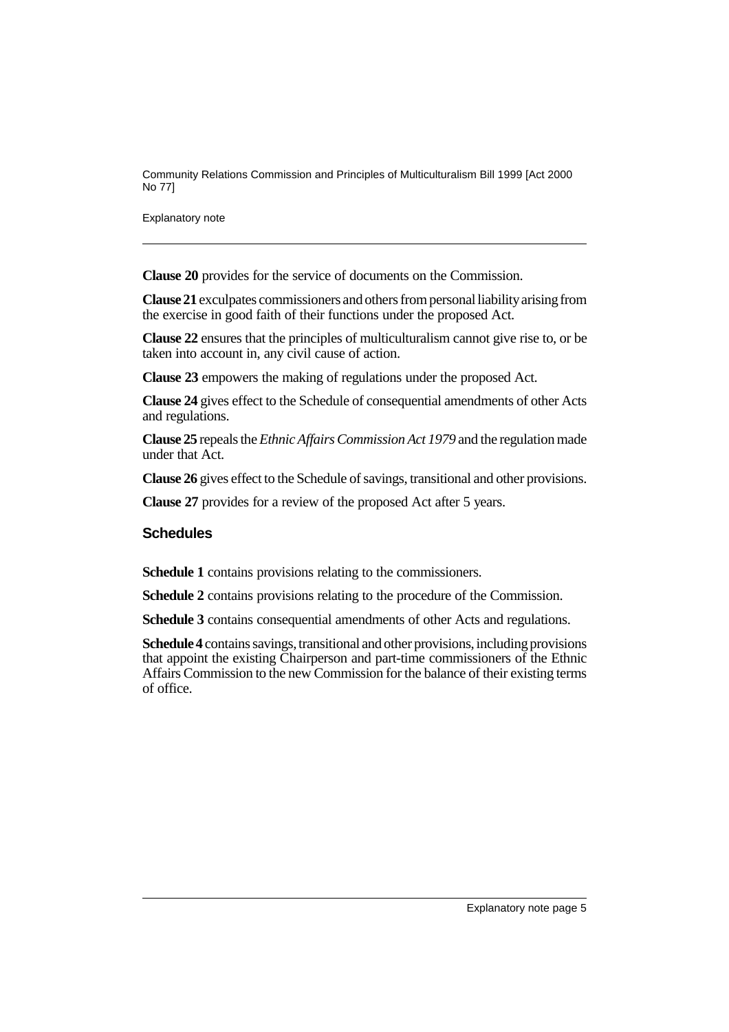**Clause 20** provides for the service of documents on the Commission.

**Clause 21** exculpates commissioners and others from personal liability arising from the exercise in good faith of their functions under the proposed Act.

**Clause 22** ensures that the principles of multiculturalism cannot give rise to, or be taken into account in, any civil cause of action.

**Clause 23** empowers the making of regulations under the proposed Act.

**Clause 24** gives effect to the Schedule of consequential amendments of other Acts and regulations.

**Clause 25** repeals the *Ethnic Affairs Commission Act 1979* and the regulation made under that Act.

**Clause 26** gives effect to the Schedule of savings, transitional and other provisions.

**Clause 27** provides for a review of the proposed Act after 5 years.

## Schedules

**Schedule 1** contains provisions relating to the commissioners.

**Schedule 2** contains provisions relating to the procedure of the Commission.

**Schedule 3** contains consequential amendments of other Acts and regulations.

**Schedule 4** contains savings, transitional and other provisions, including provisions that appoint the existing Chairperson and part-time commissioners of the Ethnic Affairs Commission to the new Commission for the balance of their existing terms of office.